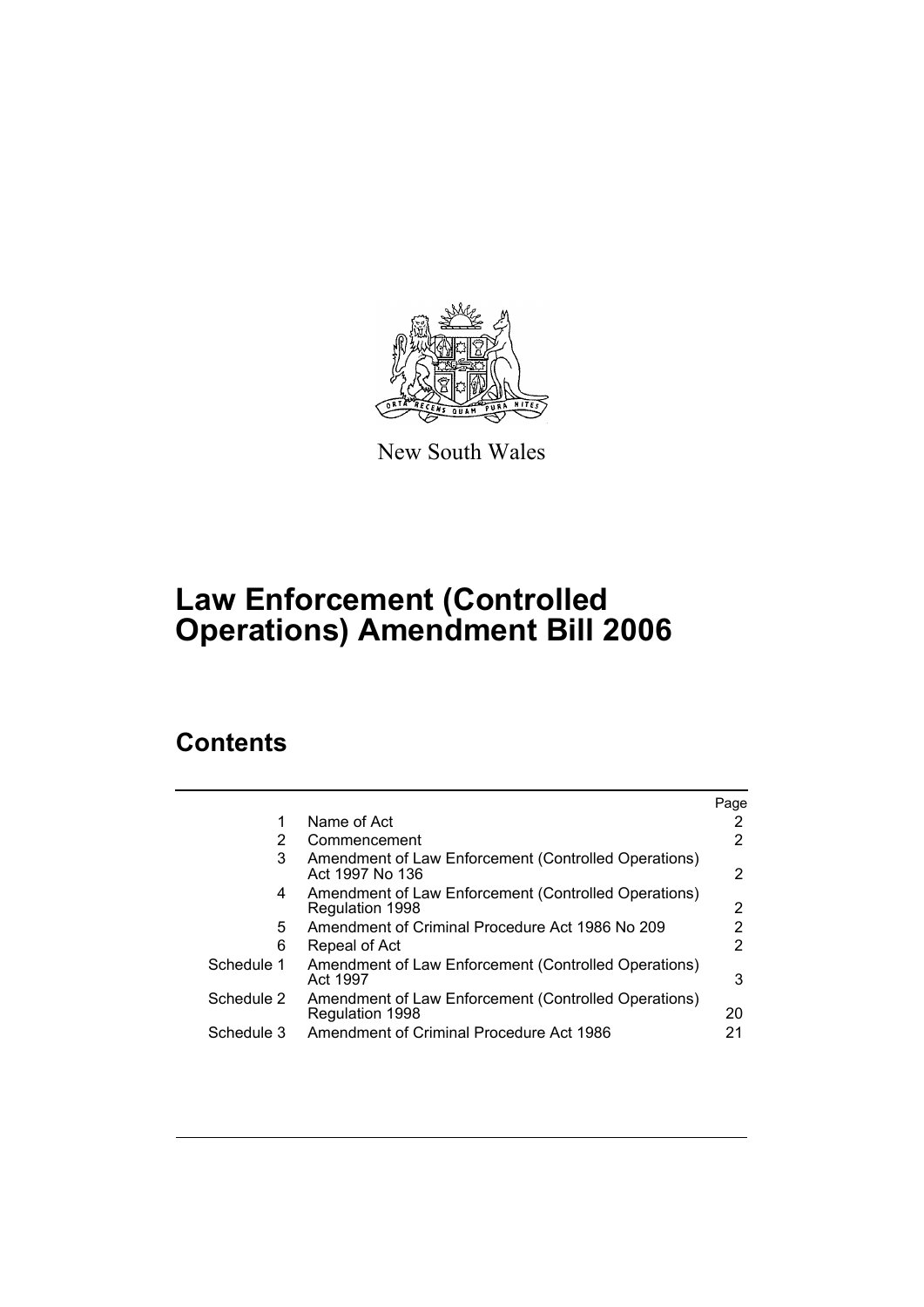New South Wales

# Law Enforcement (Controlled Operations) Amendment Bill 2006

## Contents

| | | Page |
|---|---|---|
| 1 | Name of Act | 2 |
| 2 | Commencement | 2 |
| 3 | Amendment of Law Enforcement (Controlled Operations) Act 1997 No 136 | 2 |
| 4 | Amendment of Law Enforcement (Controlled Operations) Regulation 1998 | 2 |
| 5 | Amendment of Criminal Procedure Act 1986 No 209 | 2 |
| 6 | Repeal of Act | 2 |
| Schedule 1 | Amendment of Law Enforcement (Controlled Operations) Act 1997 | 3 |
| Schedule 2 | Amendment of Law Enforcement (Controlled Operations) Regulation 1998 | 20 |
| Schedule 3 | Amendment of Criminal Procedure Act 1986 | 21 |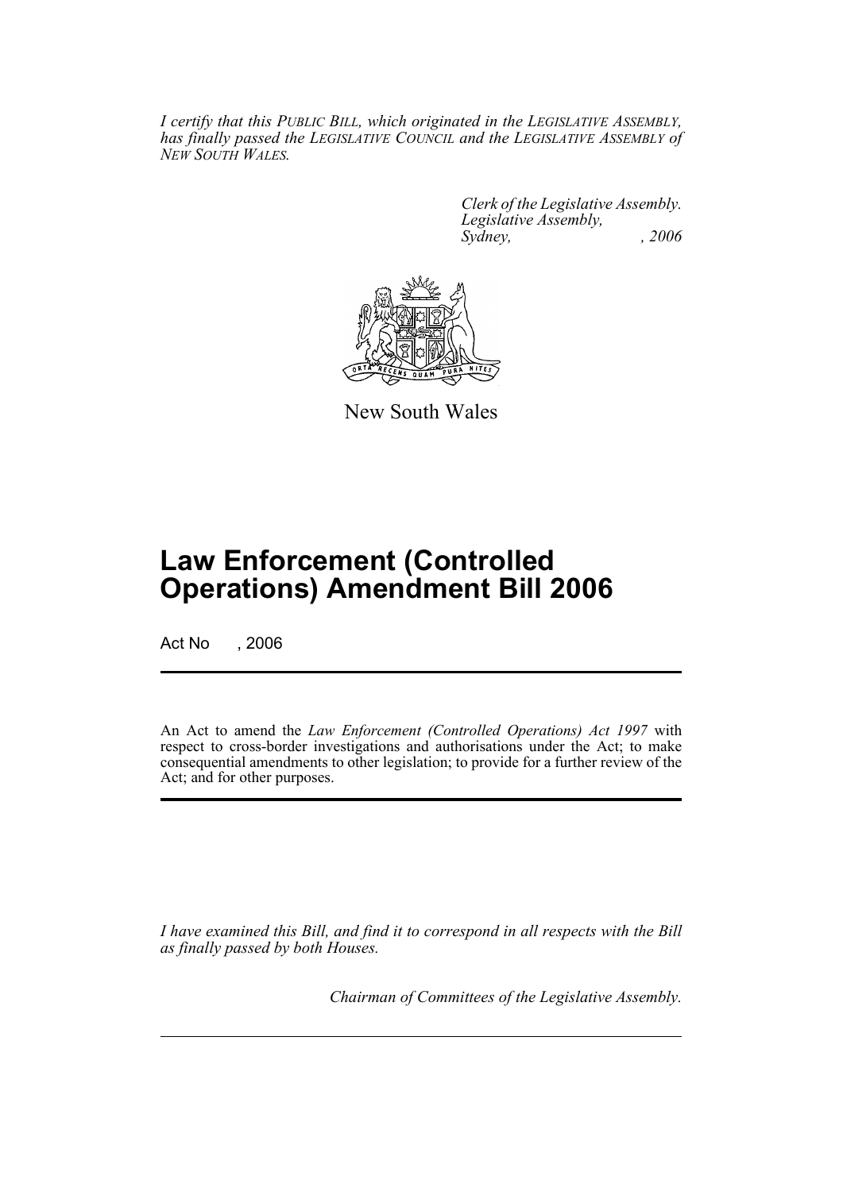*I certify that this PUBLIC BILL, which originated in the LEGISLATIVE ASSEMBLY, has finally passed the LEGISLATIVE COUNCIL and the LEGISLATIVE ASSEMBLY of NEW SOUTH WALES.*

*Clerk of the Legislative Assembly.*
*Legislative Assembly,*
*Sydney, , 2006*

New South Wales

# Law Enforcement (Controlled Operations) Amendment Bill 2006

Act No , 2006

An Act to amend the *Law Enforcement (Controlled Operations) Act 1997* with respect to cross-border investigations and authorisations under the Act; to make consequential amendments to other legislation; to provide for a further review of the Act; and for other purposes.

*I have examined this Bill, and find it to correspond in all respects with the Bill as finally passed by both Houses.*

*Chairman of Committees of the Legislative Assembly.*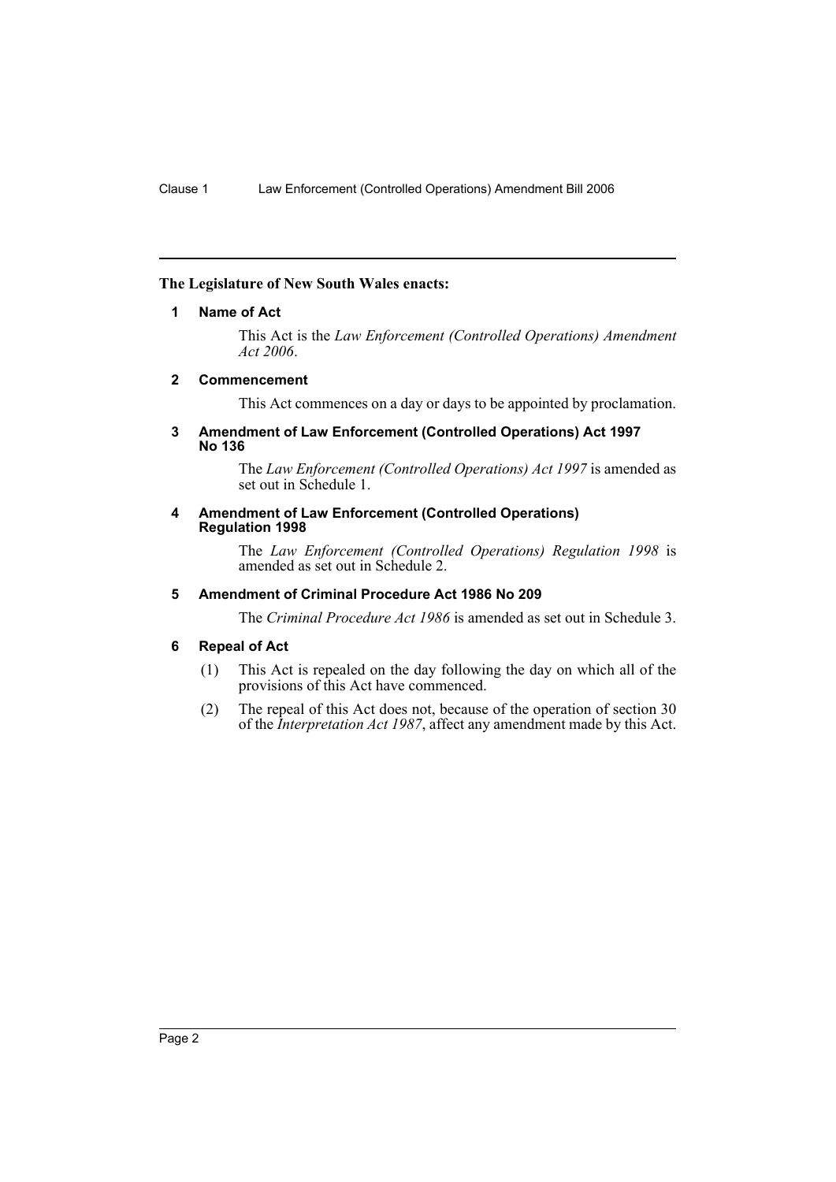**The Legislature of New South Wales enacts:**

**1 Name of Act**

This Act is the *Law Enforcement (Controlled Operations) Amendment Act 2006*.

**2 Commencement**

This Act commences on a day or days to be appointed by proclamation.

**3 Amendment of Law Enforcement (Controlled Operations) Act 1997 No 136**

The *Law Enforcement (Controlled Operations) Act 1997* is amended as set out in Schedule 1.

**4 Amendment of Law Enforcement (Controlled Operations) Regulation 1998**

The *Law Enforcement (Controlled Operations) Regulation 1998* is amended as set out in Schedule 2.

**5 Amendment of Criminal Procedure Act 1986 No 209**

The *Criminal Procedure Act 1986* is amended as set out in Schedule 3.

**6 Repeal of Act**

(1) This Act is repealed on the day following the day on which all of the provisions of this Act have commenced.

(2) The repeal of this Act does not, because of the operation of section 30 of the *Interpretation Act 1987*, affect any amendment made by this Act.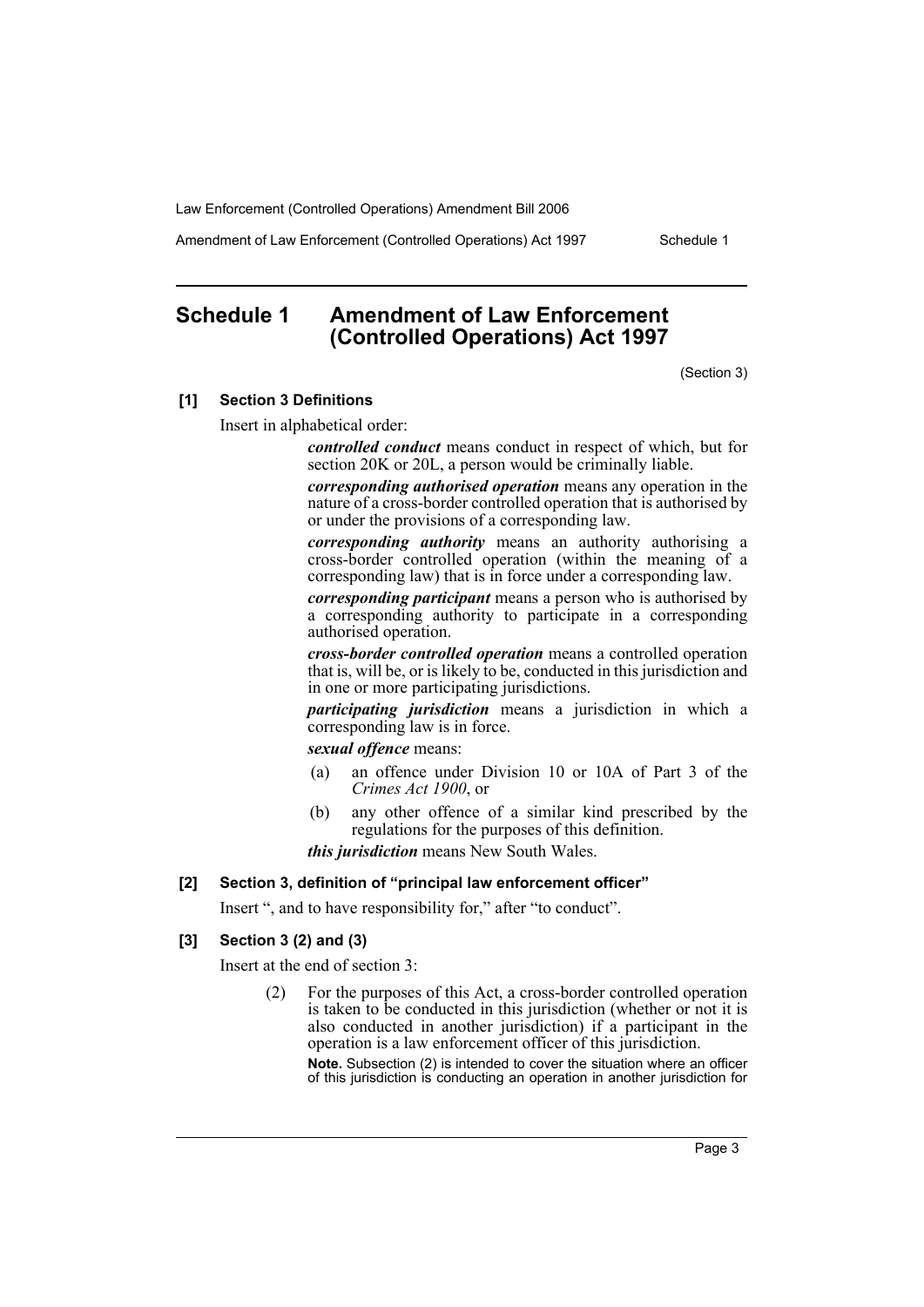## Schedule 1 Amendment of Law Enforcement (Controlled Operations) Act 1997

(Section 3)

**[1] Section 3 Definitions**

Insert in alphabetical order:

> ***controlled conduct*** means conduct in respect of which, but for section 20K or 20L, a person would be criminally liable.
>
> ***corresponding authorised operation*** means any operation in the nature of a cross-border controlled operation that is authorised by or under the provisions of a corresponding law.
>
> ***corresponding authority*** means an authority authorising a cross-border controlled operation (within the meaning of a corresponding law) that is in force under a corresponding law.
>
> ***corresponding participant*** means a person who is authorised by a corresponding authority to participate in a corresponding authorised operation.
>
> ***cross-border controlled operation*** means a controlled operation that is, will be, or is likely to be, conducted in this jurisdiction and in one or more participating jurisdictions.
>
> ***participating jurisdiction*** means a jurisdiction in which a corresponding law is in force.
>
> ***sexual offence*** means:
>
> (a) an offence under Division 10 or 10A of Part 3 of the *Crimes Act 1900*, or
>
> (b) any other offence of a similar kind prescribed by the regulations for the purposes of this definition.
>
> ***this jurisdiction*** means New South Wales.

**[2] Section 3, definition of "principal law enforcement officer"**

Insert ", and to have responsibility for," after "to conduct".

**[3] Section 3 (2) and (3)**

Insert at the end of section 3:

> (2) For the purposes of this Act, a cross-border controlled operation is taken to be conducted in this jurisdiction (whether or not it is also conducted in another jurisdiction) if a participant in the operation is a law enforcement officer of this jurisdiction.
>
> **Note.** Subsection (2) is intended to cover the situation where an officer of this jurisdiction is conducting an operation in another jurisdiction for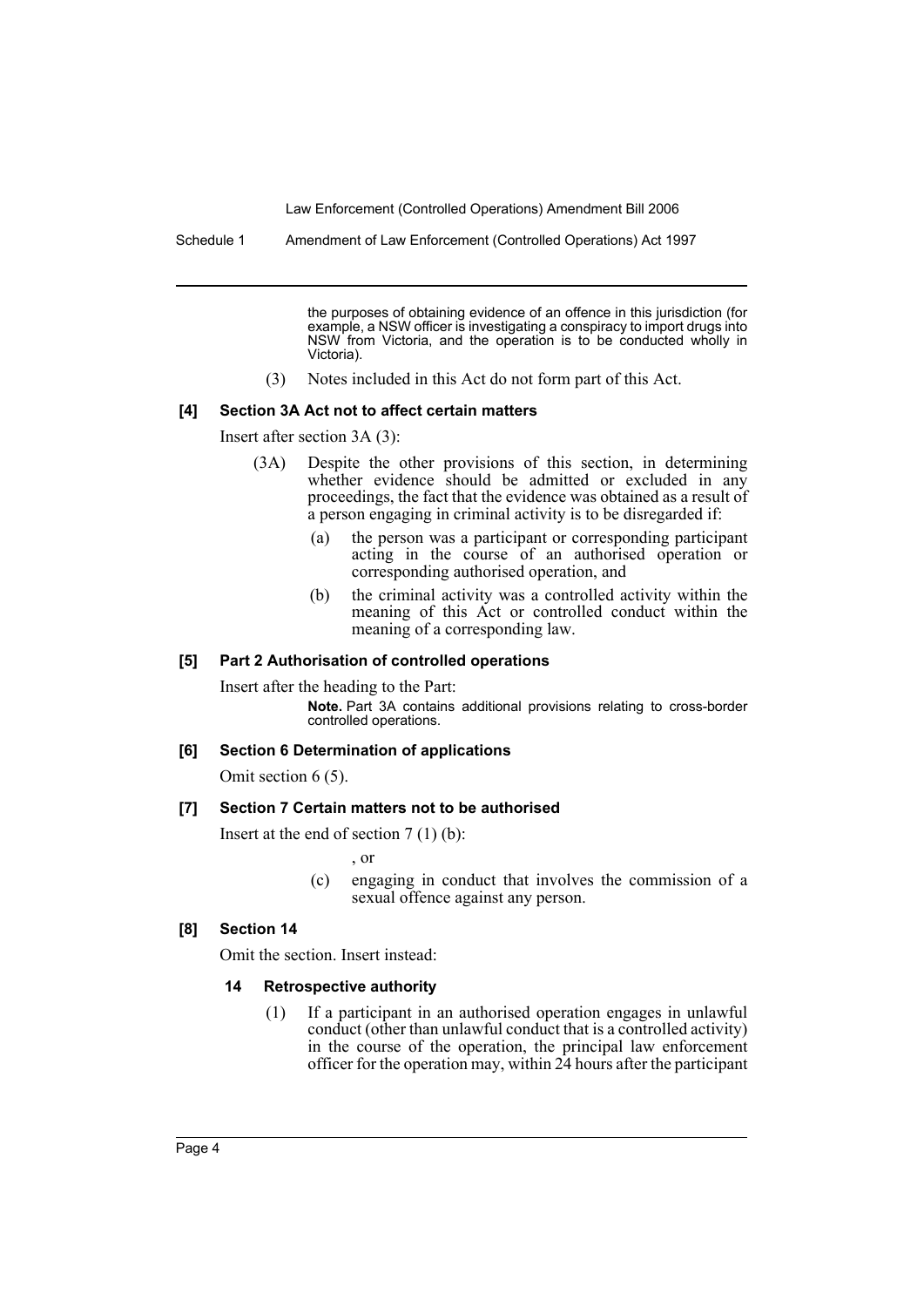the purposes of obtaining evidence of an offence in this jurisdiction (for example, a NSW officer is investigating a conspiracy to import drugs into NSW from Victoria, and the operation is to be conducted wholly in Victoria).

(3) Notes included in this Act do not form part of this Act.

#### [4] Section 3A Act not to affect certain matters

Insert after section 3A (3):

(3A) Despite the other provisions of this section, in determining whether evidence should be admitted or excluded in any proceedings, the fact that the evidence was obtained as a result of a person engaging in criminal activity is to be disregarded if:

(a) the person was a participant or corresponding participant acting in the course of an authorised operation or corresponding authorised operation, and

(b) the criminal activity was a controlled activity within the meaning of this Act or controlled conduct within the meaning of a corresponding law.

#### [5] Part 2 Authorisation of controlled operations

Insert after the heading to the Part:

**Note.** Part 3A contains additional provisions relating to cross-border controlled operations.

#### [6] Section 6 Determination of applications

Omit section 6 (5).

#### [7] Section 7 Certain matters not to be authorised

Insert at the end of section 7 (1) (b):

, or

(c) engaging in conduct that involves the commission of a sexual offence against any person.

#### [8] Section 14

Omit the section. Insert instead:

#### 14 Retrospective authority

(1) If a participant in an authorised operation engages in unlawful conduct (other than unlawful conduct that is a controlled activity) in the course of the operation, the principal law enforcement officer for the operation may, within 24 hours after the participant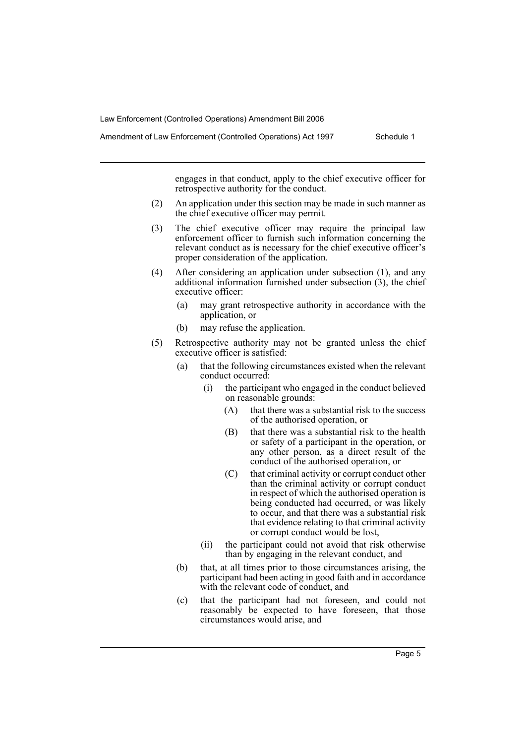engages in that conduct, apply to the chief executive officer for retrospective authority for the conduct.

(2) An application under this section may be made in such manner as the chief executive officer may permit.

(3) The chief executive officer may require the principal law enforcement officer to furnish such information concerning the relevant conduct as is necessary for the chief executive officer's proper consideration of the application.

(4) After considering an application under subsection (1), and any additional information furnished under subsection (3), the chief executive officer:

   (a) may grant retrospective authority in accordance with the application, or

   (b) may refuse the application.

(5) Retrospective authority may not be granted unless the chief executive officer is satisfied:

   (a) that the following circumstances existed when the relevant conduct occurred:

      (i) the participant who engaged in the conduct believed on reasonable grounds:

         (A) that there was a substantial risk to the success of the authorised operation, or

         (B) that there was a substantial risk to the health or safety of a participant in the operation, or any other person, as a direct result of the conduct of the authorised operation, or

         (C) that criminal activity or corrupt conduct other than the criminal activity or corrupt conduct in respect of which the authorised operation is being conducted had occurred, or was likely to occur, and that there was a substantial risk that evidence relating to that criminal activity or corrupt conduct would be lost,

      (ii) the participant could not avoid that risk otherwise than by engaging in the relevant conduct, and

   (b) that, at all times prior to those circumstances arising, the participant had been acting in good faith and in accordance with the relevant code of conduct, and

   (c) that the participant had not foreseen, and could not reasonably be expected to have foreseen, that those circumstances would arise, and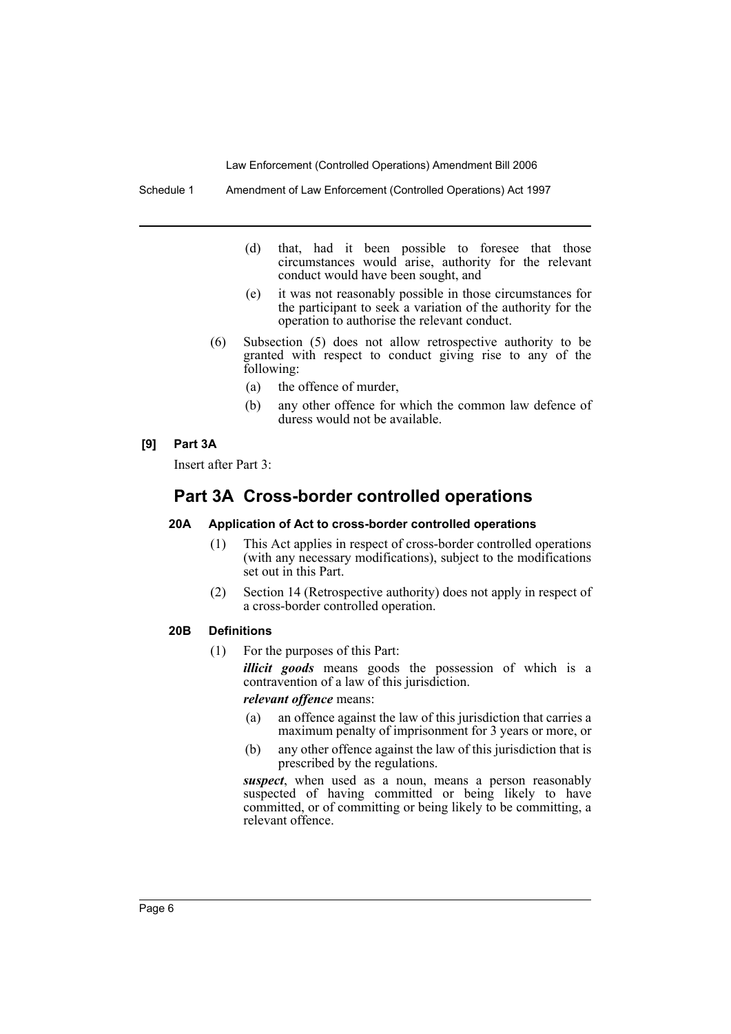(d) that, had it been possible to foresee that those circumstances would arise, authority for the relevant conduct would have been sought, and

(e) it was not reasonably possible in those circumstances for the participant to seek a variation of the authority for the operation to authorise the relevant conduct.

(6) Subsection (5) does not allow retrospective authority to be granted with respect to conduct giving rise to any of the following:

(a) the offence of murder,

(b) any other offence for which the common law defence of duress would not be available.

**[9] Part 3A**

Insert after Part 3:

## Part 3A Cross-border controlled operations

### 20A Application of Act to cross-border controlled operations

(1) This Act applies in respect of cross-border controlled operations (with any necessary modifications), subject to the modifications set out in this Part.

(2) Section 14 (Retrospective authority) does not apply in respect of a cross-border controlled operation.

### 20B Definitions

(1) For the purposes of this Part:

***illicit goods*** means goods the possession of which is a contravention of a law of this jurisdiction.

***relevant offence*** means:

(a) an offence against the law of this jurisdiction that carries a maximum penalty of imprisonment for 3 years or more, or

(b) any other offence against the law of this jurisdiction that is prescribed by the regulations.

***suspect***, when used as a noun, means a person reasonably suspected of having committed or being likely to have committed, or of committing or being likely to be committing, a relevant offence.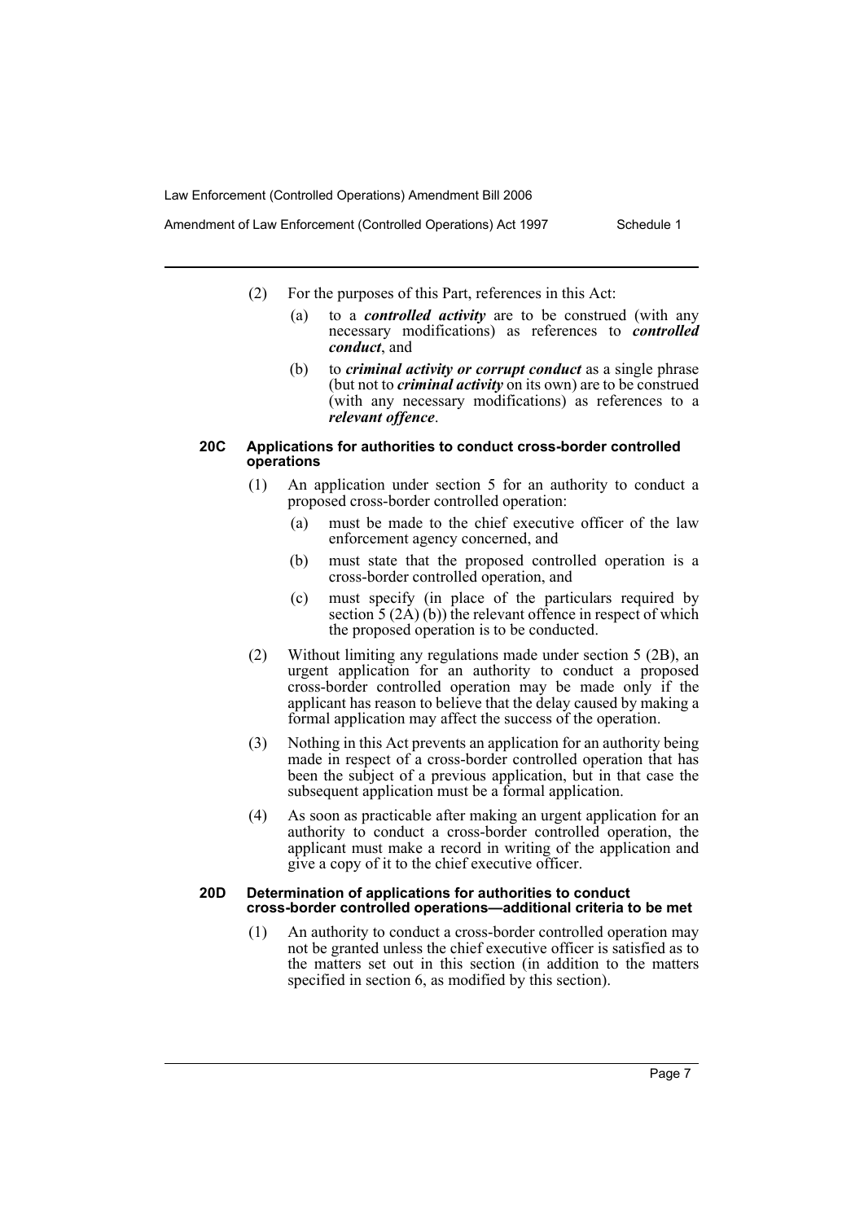(2) For the purposes of this Part, references in this Act:

   (a) to a ***controlled activity*** are to be construed (with any necessary modifications) as references to ***controlled conduct***, and

   (b) to ***criminal activity or corrupt conduct*** as a single phrase (but not to ***criminal activity*** on its own) are to be construed (with any necessary modifications) as references to a ***relevant offence***.

#### 20C Applications for authorities to conduct cross-border controlled operations

(1) An application under section 5 for an authority to conduct a proposed cross-border controlled operation:

   (a) must be made to the chief executive officer of the law enforcement agency concerned, and

   (b) must state that the proposed controlled operation is a cross-border controlled operation, and

   (c) must specify (in place of the particulars required by section 5 (2A) (b)) the relevant offence in respect of which the proposed operation is to be conducted.

(2) Without limiting any regulations made under section 5 (2B), an urgent application for an authority to conduct a proposed cross-border controlled operation may be made only if the applicant has reason to believe that the delay caused by making a formal application may affect the success of the operation.

(3) Nothing in this Act prevents an application for an authority being made in respect of a cross-border controlled operation that has been the subject of a previous application, but in that case the subsequent application must be a formal application.

(4) As soon as practicable after making an urgent application for an authority to conduct a cross-border controlled operation, the applicant must make a record in writing of the application and give a copy of it to the chief executive officer.

#### 20D Determination of applications for authorities to conduct cross-border controlled operations—additional criteria to be met

(1) An authority to conduct a cross-border controlled operation may not be granted unless the chief executive officer is satisfied as to the matters set out in this section (in addition to the matters specified in section 6, as modified by this section).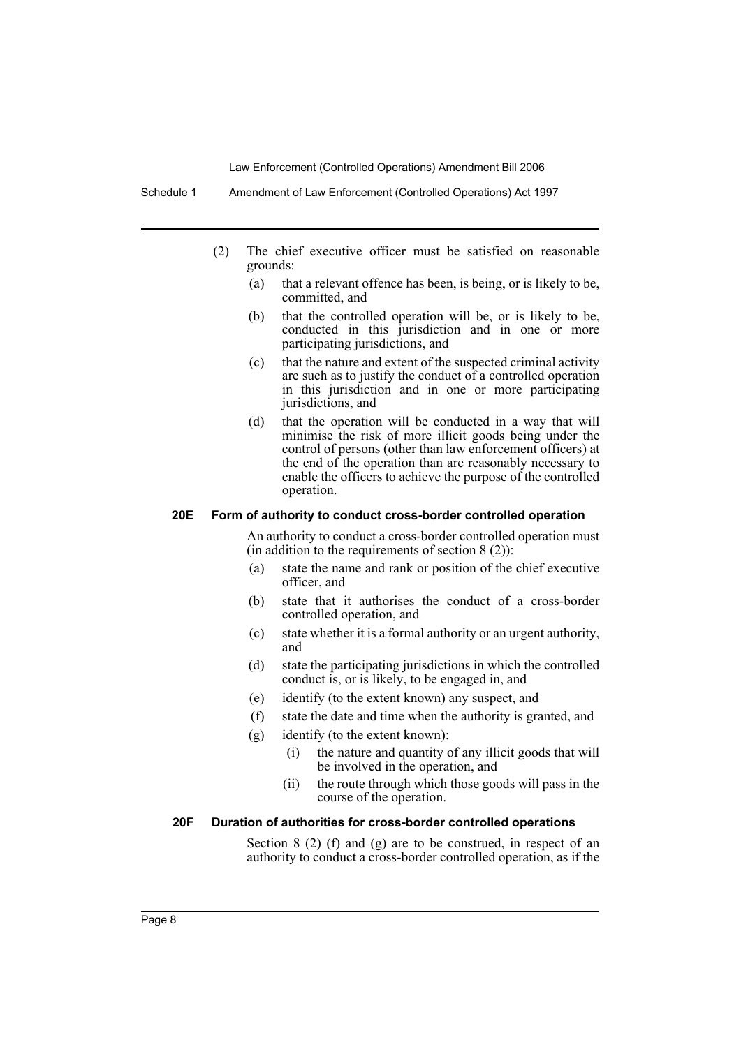(2) The chief executive officer must be satisfied on reasonable grounds:

(a) that a relevant offence has been, is being, or is likely to be, committed, and

(b) that the controlled operation will be, or is likely to be, conducted in this jurisdiction and in one or more participating jurisdictions, and

(c) that the nature and extent of the suspected criminal activity are such as to justify the conduct of a controlled operation in this jurisdiction and in one or more participating jurisdictions, and

(d) that the operation will be conducted in a way that will minimise the risk of more illicit goods being under the control of persons (other than law enforcement officers) at the end of the operation than are reasonably necessary to enable the officers to achieve the purpose of the controlled operation.

#### 20E Form of authority to conduct cross-border controlled operation

An authority to conduct a cross-border controlled operation must (in addition to the requirements of section 8 (2)):

(a) state the name and rank or position of the chief executive officer, and

(b) state that it authorises the conduct of a cross-border controlled operation, and

(c) state whether it is a formal authority or an urgent authority, and

(d) state the participating jurisdictions in which the controlled conduct is, or is likely, to be engaged in, and

(e) identify (to the extent known) any suspect, and

(f) state the date and time when the authority is granted, and

(g) identify (to the extent known):

(i) the nature and quantity of any illicit goods that will be involved in the operation, and

(ii) the route through which those goods will pass in the course of the operation.

#### 20F Duration of authorities for cross-border controlled operations

Section 8 (2) (f) and (g) are to be construed, in respect of an authority to conduct a cross-border controlled operation, as if the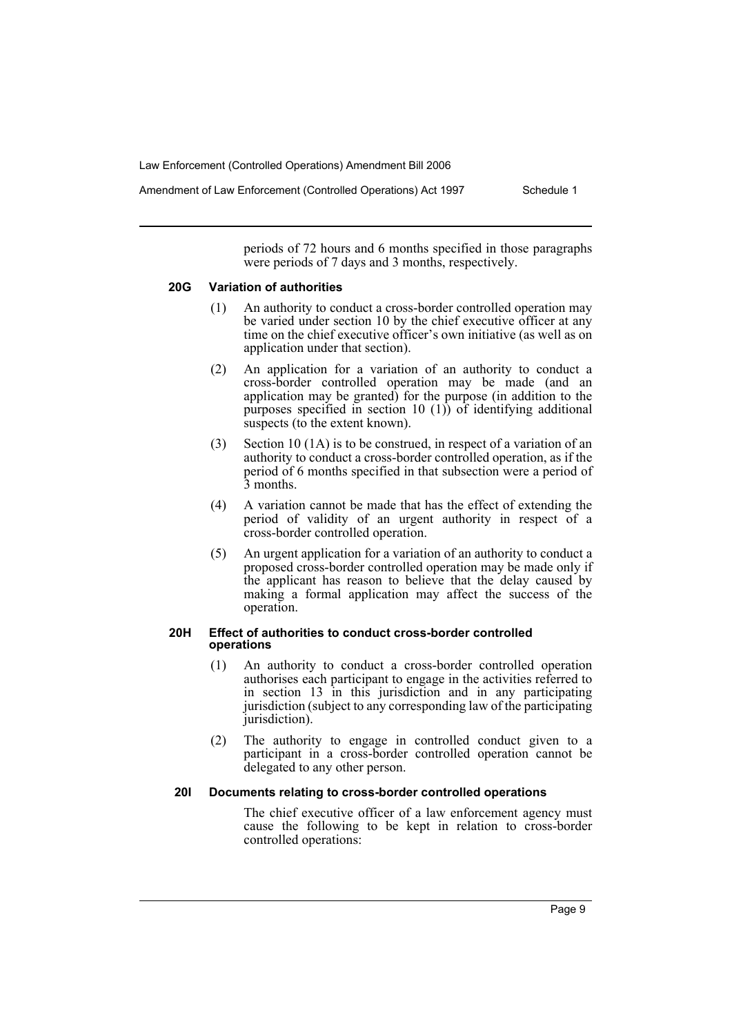periods of 72 hours and 6 months specified in those paragraphs were periods of 7 days and 3 months, respectively.

#### 20G Variation of authorities

(1) An authority to conduct a cross-border controlled operation may be varied under section 10 by the chief executive officer at any time on the chief executive officer's own initiative (as well as on application under that section).

(2) An application for a variation of an authority to conduct a cross-border controlled operation may be made (and an application may be granted) for the purpose (in addition to the purposes specified in section 10 (1)) of identifying additional suspects (to the extent known).

(3) Section 10 (1A) is to be construed, in respect of a variation of an authority to conduct a cross-border controlled operation, as if the period of 6 months specified in that subsection were a period of 3 months.

(4) A variation cannot be made that has the effect of extending the period of validity of an urgent authority in respect of a cross-border controlled operation.

(5) An urgent application for a variation of an authority to conduct a proposed cross-border controlled operation may be made only if the applicant has reason to believe that the delay caused by making a formal application may affect the success of the operation.

#### 20H Effect of authorities to conduct cross-border controlled operations

(1) An authority to conduct a cross-border controlled operation authorises each participant to engage in the activities referred to in section 13 in this jurisdiction and in any participating jurisdiction (subject to any corresponding law of the participating jurisdiction).

(2) The authority to engage in controlled conduct given to a participant in a cross-border controlled operation cannot be delegated to any other person.

#### 20I Documents relating to cross-border controlled operations

The chief executive officer of a law enforcement agency must cause the following to be kept in relation to cross-border controlled operations: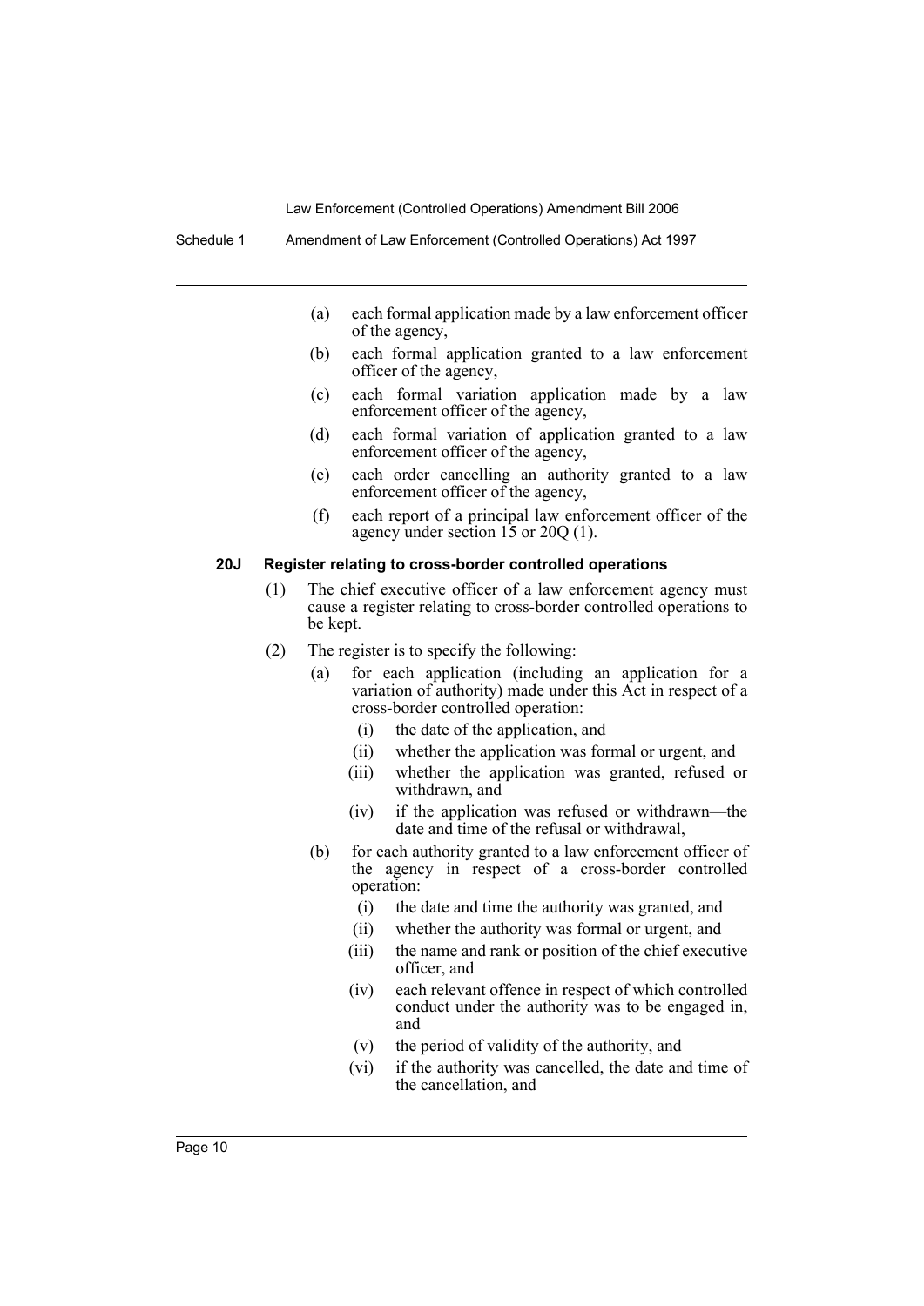(a) each formal application made by a law enforcement officer of the agency,

(b) each formal application granted to a law enforcement officer of the agency,

(c) each formal variation application made by a law enforcement officer of the agency,

(d) each formal variation of application granted to a law enforcement officer of the agency,

(e) each order cancelling an authority granted to a law enforcement officer of the agency,

(f) each report of a principal law enforcement officer of the agency under section 15 or 20Q (1).

### 20J Register relating to cross-border controlled operations

(1) The chief executive officer of a law enforcement agency must cause a register relating to cross-border controlled operations to be kept.

(2) The register is to specify the following:

- (a) for each application (including an application for a variation of authority) made under this Act in respect of a cross-border controlled operation:
  - (i) the date of the application, and
  - (ii) whether the application was formal or urgent, and
  - (iii) whether the application was granted, refused or withdrawn, and
  - (iv) if the application was refused or withdrawn—the date and time of the refusal or withdrawal,
- (b) for each authority granted to a law enforcement officer of the agency in respect of a cross-border controlled operation:
  - (i) the date and time the authority was granted, and
  - (ii) whether the authority was formal or urgent, and
  - (iii) the name and rank or position of the chief executive officer, and
  - (iv) each relevant offence in respect of which controlled conduct under the authority was to be engaged in, and
  - (v) the period of validity of the authority, and
  - (vi) if the authority was cancelled, the date and time of the cancellation, and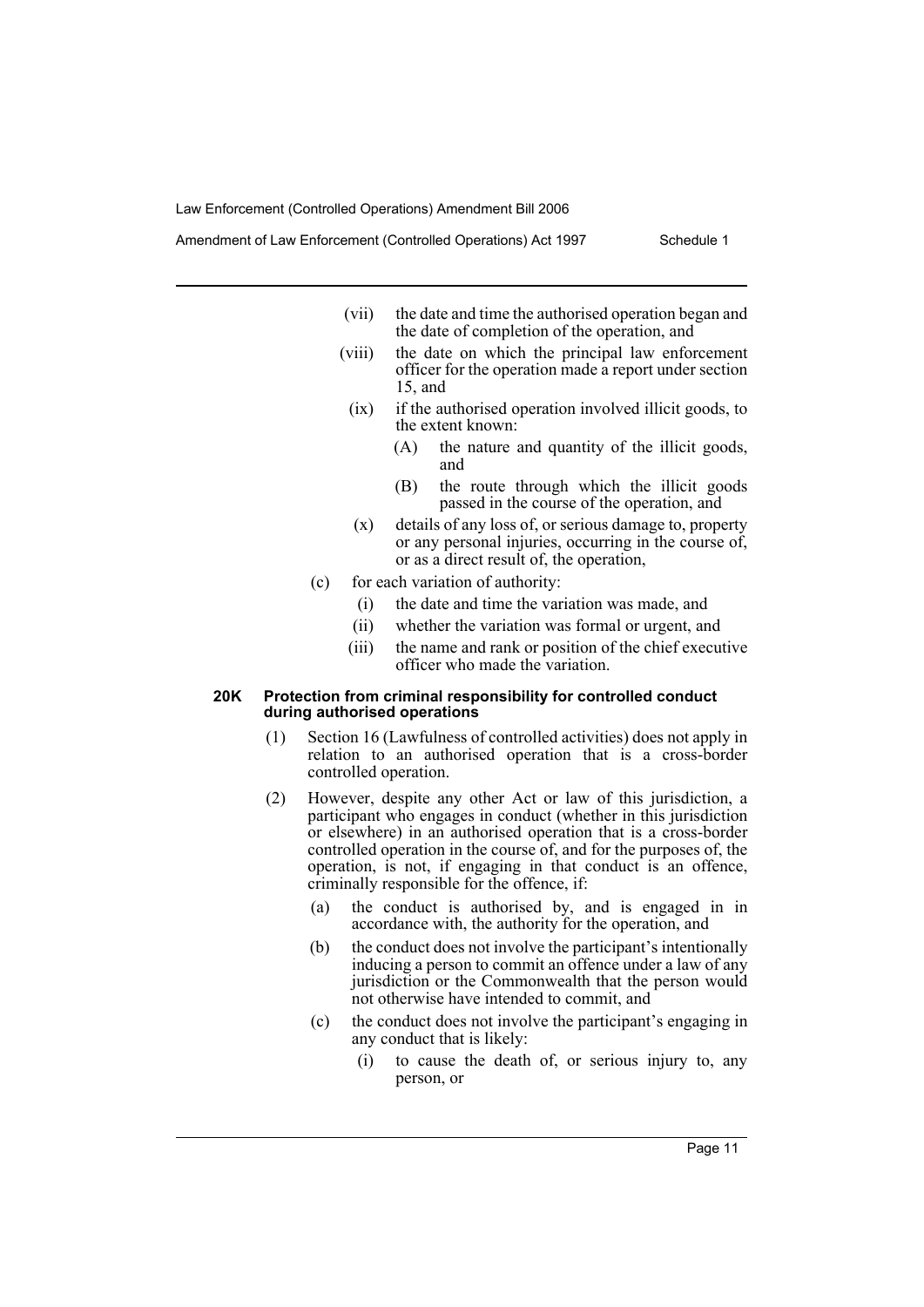(vii) the date and time the authorised operation began and the date of completion of the operation, and

(viii) the date on which the principal law enforcement officer for the operation made a report under section 15, and

(ix) if the authorised operation involved illicit goods, to the extent known:

(A) the nature and quantity of the illicit goods, and

(B) the route through which the illicit goods passed in the course of the operation, and

(x) details of any loss of, or serious damage to, property or any personal injuries, occurring in the course of, or as a direct result of, the operation,

(c) for each variation of authority:

(i) the date and time the variation was made, and

(ii) whether the variation was formal or urgent, and

(iii) the name and rank or position of the chief executive officer who made the variation.

**20K Protection from criminal responsibility for controlled conduct during authorised operations**

(1) Section 16 (Lawfulness of controlled activities) does not apply in relation to an authorised operation that is a cross-border controlled operation.

(2) However, despite any other Act or law of this jurisdiction, a participant who engages in conduct (whether in this jurisdiction or elsewhere) in an authorised operation that is a cross-border controlled operation in the course of, and for the purposes of, the operation, is not, if engaging in that conduct is an offence, criminally responsible for the offence, if:

(a) the conduct is authorised by, and is engaged in in accordance with, the authority for the operation, and

(b) the conduct does not involve the participant's intentionally inducing a person to commit an offence under a law of any jurisdiction or the Commonwealth that the person would not otherwise have intended to commit, and

(c) the conduct does not involve the participant's engaging in any conduct that is likely:

(i) to cause the death of, or serious injury to, any person, or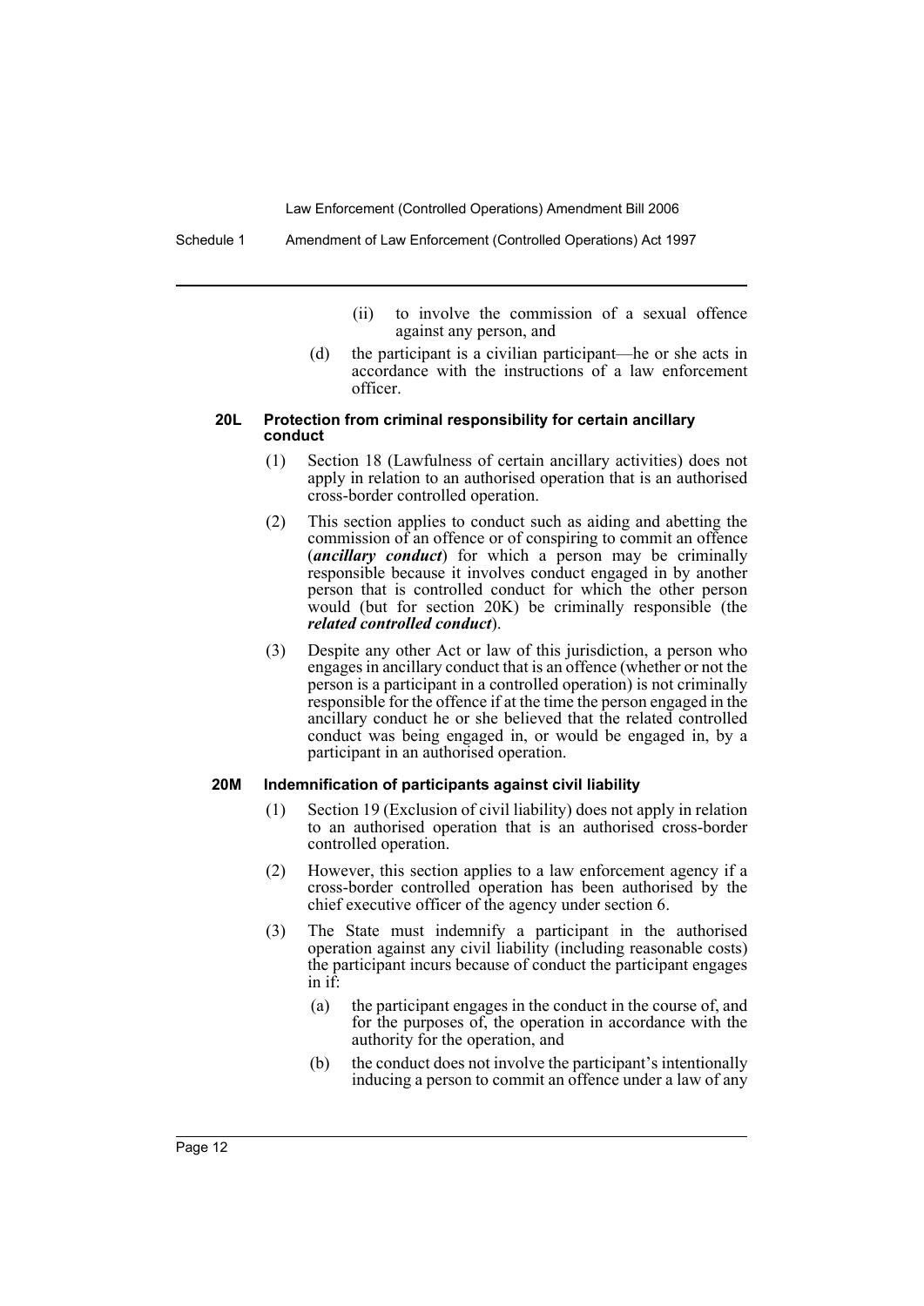(ii) to involve the commission of a sexual offence against any person, and

(d) the participant is a civilian participant—he or she acts in accordance with the instructions of a law enforcement officer.

#### 20L Protection from criminal responsibility for certain ancillary conduct

(1) Section 18 (Lawfulness of certain ancillary activities) does not apply in relation to an authorised operation that is an authorised cross-border controlled operation.

(2) This section applies to conduct such as aiding and abetting the commission of an offence or of conspiring to commit an offence (***ancillary conduct***) for which a person may be criminally responsible because it involves conduct engaged in by another person that is controlled conduct for which the other person would (but for section 20K) be criminally responsible (the ***related controlled conduct***).

(3) Despite any other Act or law of this jurisdiction, a person who engages in ancillary conduct that is an offence (whether or not the person is a participant in a controlled operation) is not criminally responsible for the offence if at the time the person engaged in the ancillary conduct he or she believed that the related controlled conduct was being engaged in, or would be engaged in, by a participant in an authorised operation.

#### 20M Indemnification of participants against civil liability

(1) Section 19 (Exclusion of civil liability) does not apply in relation to an authorised operation that is an authorised cross-border controlled operation.

(2) However, this section applies to a law enforcement agency if a cross-border controlled operation has been authorised by the chief executive officer of the agency under section 6.

(3) The State must indemnify a participant in the authorised operation against any civil liability (including reasonable costs) the participant incurs because of conduct the participant engages in if:

(a) the participant engages in the conduct in the course of, and for the purposes of, the operation in accordance with the authority for the operation, and

(b) the conduct does not involve the participant's intentionally inducing a person to commit an offence under a law of any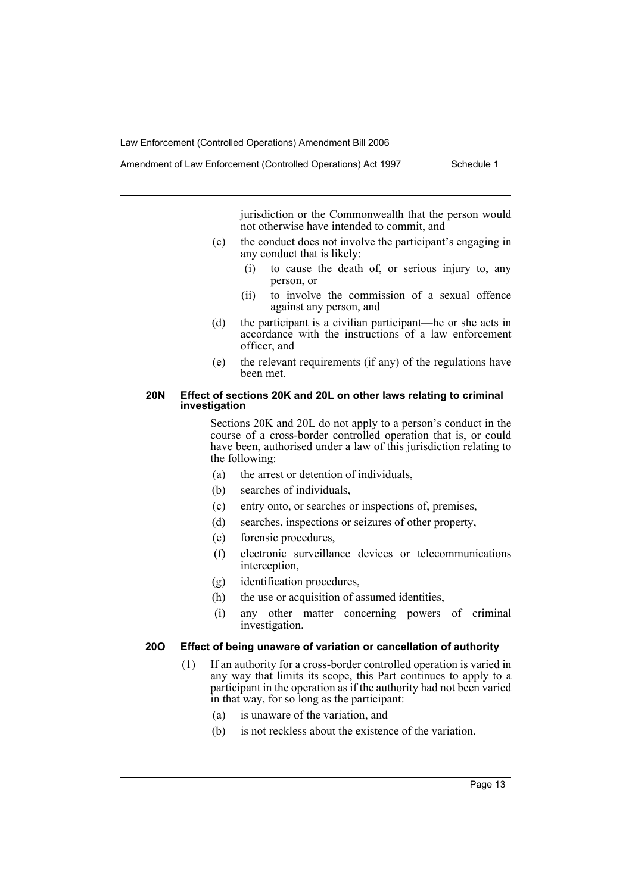jurisdiction or the Commonwealth that the person would not otherwise have intended to commit, and

(c) the conduct does not involve the participant's engaging in any conduct that is likely:

(i) to cause the death of, or serious injury to, any person, or

(ii) to involve the commission of a sexual offence against any person, and

(d) the participant is a civilian participant—he or she acts in accordance with the instructions of a law enforcement officer, and

(e) the relevant requirements (if any) of the regulations have been met.

**20N Effect of sections 20K and 20L on other laws relating to criminal investigation**

Sections 20K and 20L do not apply to a person's conduct in the course of a cross-border controlled operation that is, or could have been, authorised under a law of this jurisdiction relating to the following:

(a) the arrest or detention of individuals,

(b) searches of individuals,

(c) entry onto, or searches or inspections of, premises,

(d) searches, inspections or seizures of other property,

(e) forensic procedures,

(f) electronic surveillance devices or telecommunications interception,

(g) identification procedures,

(h) the use or acquisition of assumed identities,

(i) any other matter concerning powers of criminal investigation.

**20O Effect of being unaware of variation or cancellation of authority**

(1) If an authority for a cross-border controlled operation is varied in any way that limits its scope, this Part continues to apply to a participant in the operation as if the authority had not been varied in that way, for so long as the participant:

(a) is unaware of the variation, and

(b) is not reckless about the existence of the variation.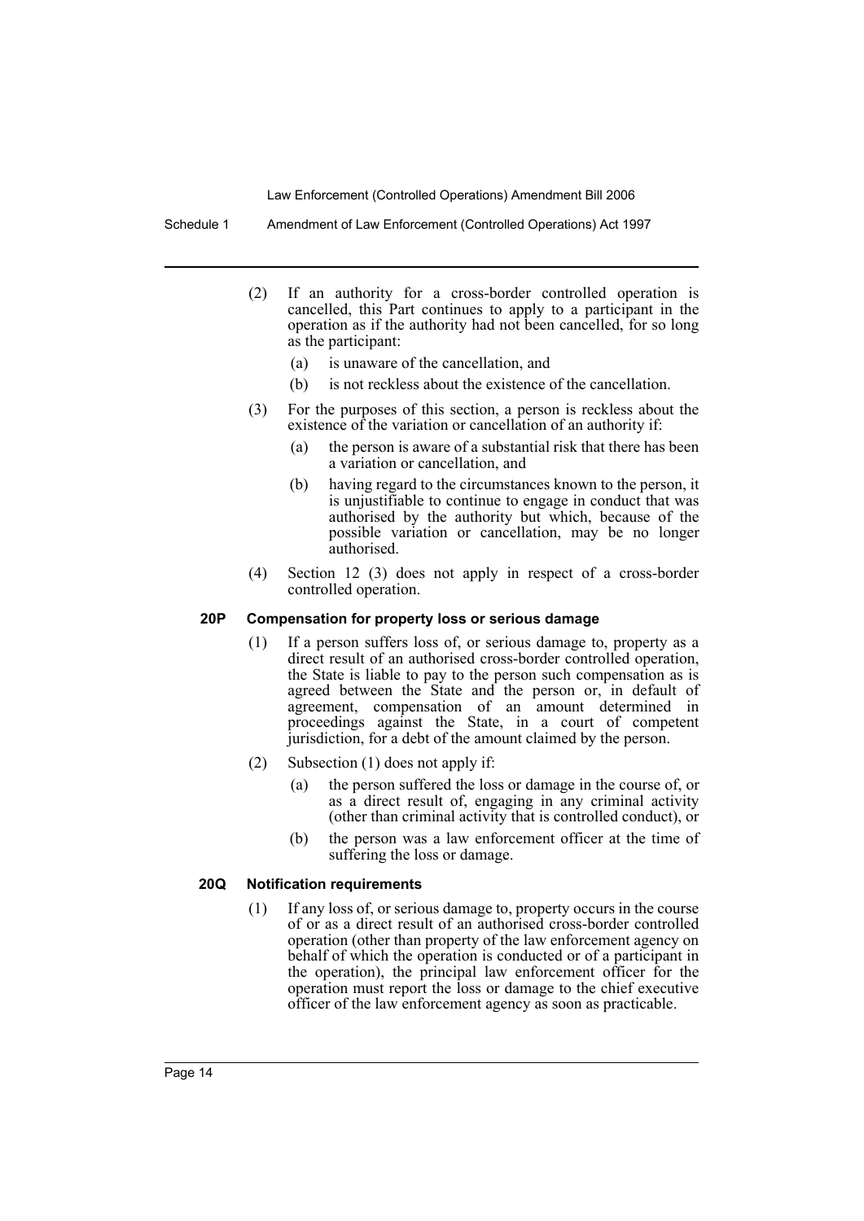(2) If an authority for a cross-border controlled operation is cancelled, this Part continues to apply to a participant in the operation as if the authority had not been cancelled, for so long as the participant:

(a) is unaware of the cancellation, and

(b) is not reckless about the existence of the cancellation.

(3) For the purposes of this section, a person is reckless about the existence of the variation or cancellation of an authority if:

(a) the person is aware of a substantial risk that there has been a variation or cancellation, and

(b) having regard to the circumstances known to the person, it is unjustifiable to continue to engage in conduct that was authorised by the authority but which, because of the possible variation or cancellation, may be no longer authorised.

(4) Section 12 (3) does not apply in respect of a cross-border controlled operation.

#### 20P Compensation for property loss or serious damage

(1) If a person suffers loss of, or serious damage to, property as a direct result of an authorised cross-border controlled operation, the State is liable to pay to the person such compensation as is agreed between the State and the person or, in default of agreement, compensation of an amount determined in proceedings against the State, in a court of competent jurisdiction, for a debt of the amount claimed by the person.

(2) Subsection (1) does not apply if:

(a) the person suffered the loss or damage in the course of, or as a direct result of, engaging in any criminal activity (other than criminal activity that is controlled conduct), or

(b) the person was a law enforcement officer at the time of suffering the loss or damage.

#### 20Q Notification requirements

(1) If any loss of, or serious damage to, property occurs in the course of or as a direct result of an authorised cross-border controlled operation (other than property of the law enforcement agency on behalf of which the operation is conducted or of a participant in the operation), the principal law enforcement officer for the operation must report the loss or damage to the chief executive officer of the law enforcement agency as soon as practicable.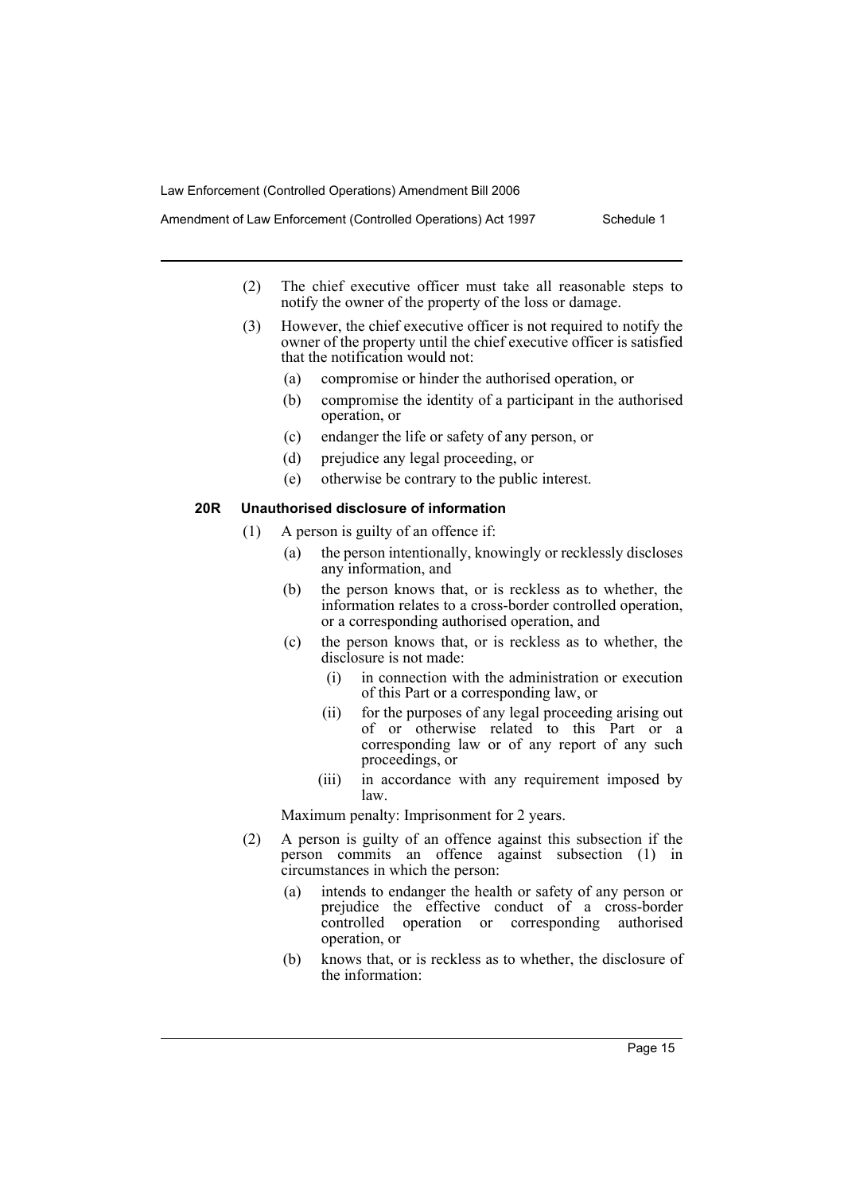(2) The chief executive officer must take all reasonable steps to notify the owner of the property of the loss or damage.

(3) However, the chief executive officer is not required to notify the owner of the property until the chief executive officer is satisfied that the notification would not:

- (a) compromise or hinder the authorised operation, or
- (b) compromise the identity of a participant in the authorised operation, or
- (c) endanger the life or safety of any person, or
- (d) prejudice any legal proceeding, or
- (e) otherwise be contrary to the public interest.

**20R Unauthorised disclosure of information**

(1) A person is guilty of an offence if:

- (a) the person intentionally, knowingly or recklessly discloses any information, and
- (b) the person knows that, or is reckless as to whether, the information relates to a cross-border controlled operation, or a corresponding authorised operation, and
- (c) the person knows that, or is reckless as to whether, the disclosure is not made:
  - (i) in connection with the administration or execution of this Part or a corresponding law, or
  - (ii) for the purposes of any legal proceeding arising out of or otherwise related to this Part or a corresponding law or of any report of any such proceedings, or
  - (iii) in accordance with any requirement imposed by law.

Maximum penalty: Imprisonment for 2 years.

(2) A person is guilty of an offence against this subsection if the person commits an offence against subsection (1) in circumstances in which the person:

- (a) intends to endanger the health or safety of any person or prejudice the effective conduct of a cross-border controlled operation or corresponding authorised operation, or
- (b) knows that, or is reckless as to whether, the disclosure of the information: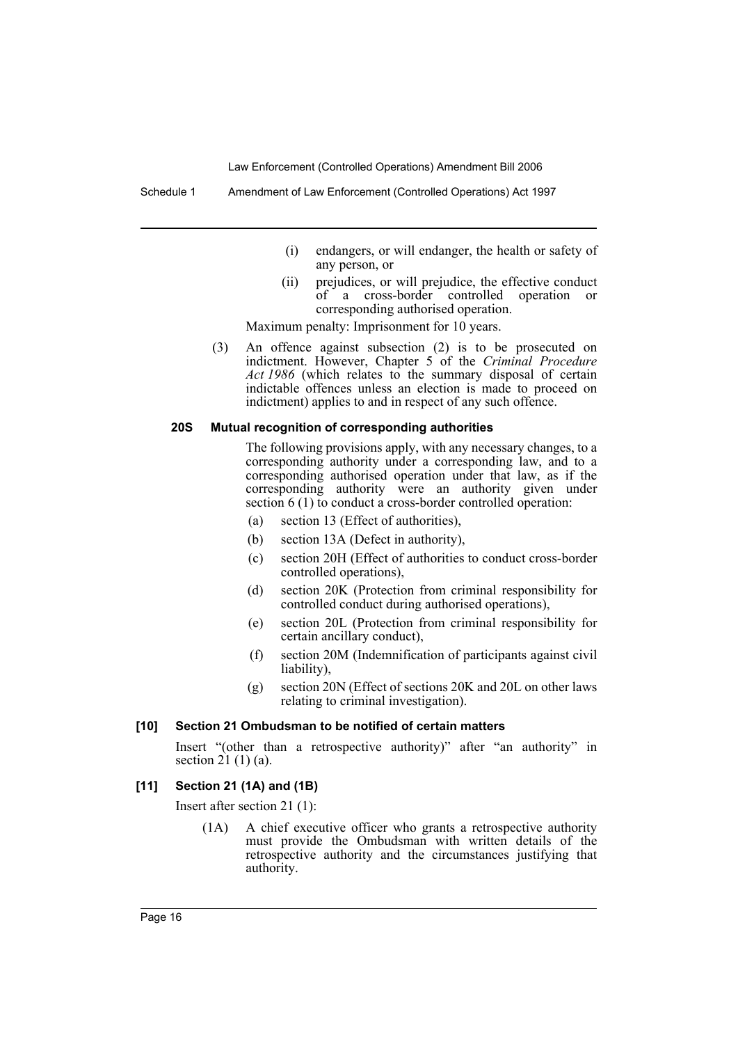(i) endangers, or will endanger, the health or safety of any person, or

(ii) prejudices, or will prejudice, the effective conduct of a cross-border controlled operation or corresponding authorised operation.

Maximum penalty: Imprisonment for 10 years.

(3) An offence against subsection (2) is to be prosecuted on indictment. However, Chapter 5 of the *Criminal Procedure Act 1986* (which relates to the summary disposal of certain indictable offences unless an election is made to proceed on indictment) applies to and in respect of any such offence.

#### 20S Mutual recognition of corresponding authorities

The following provisions apply, with any necessary changes, to a corresponding authority under a corresponding law, and to a corresponding authorised operation under that law, as if the corresponding authority were an authority given under section 6 (1) to conduct a cross-border controlled operation:

(a) section 13 (Effect of authorities),

(b) section 13A (Defect in authority),

(c) section 20H (Effect of authorities to conduct cross-border controlled operations),

(d) section 20K (Protection from criminal responsibility for controlled conduct during authorised operations),

(e) section 20L (Protection from criminal responsibility for certain ancillary conduct),

(f) section 20M (Indemnification of participants against civil liability),

(g) section 20N (Effect of sections 20K and 20L on other laws relating to criminal investigation).

### [10] Section 21 Ombudsman to be notified of certain matters

Insert "(other than a retrospective authority)" after "an authority" in section 21 (1) (a).

### [11] Section 21 (1A) and (1B)

Insert after section 21 (1):

(1A) A chief executive officer who grants a retrospective authority must provide the Ombudsman with written details of the retrospective authority and the circumstances justifying that authority.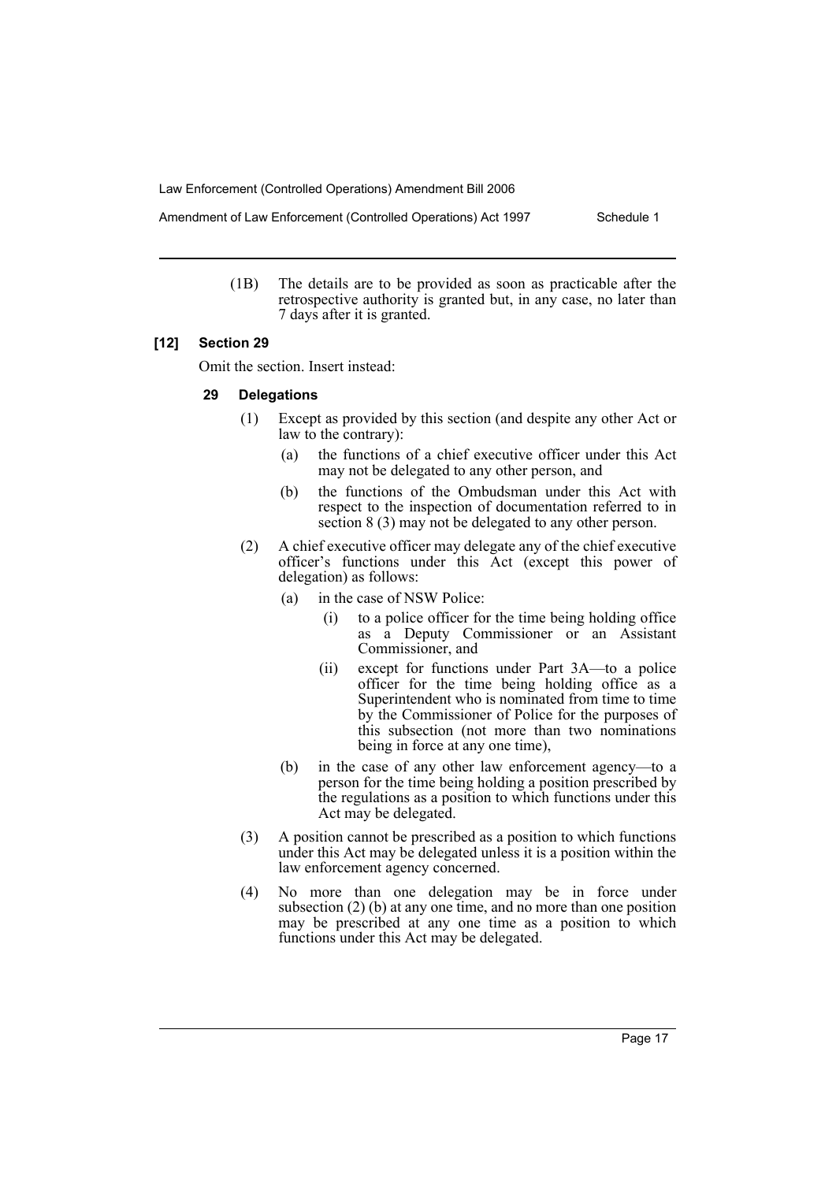(1B) The details are to be provided as soon as practicable after the retrospective authority is granted but, in any case, no later than 7 days after it is granted.

**[12] Section 29**

Omit the section. Insert instead:

**29 Delegations**

(1) Except as provided by this section (and despite any other Act or law to the contrary):

(a) the functions of a chief executive officer under this Act may not be delegated to any other person, and

(b) the functions of the Ombudsman under this Act with respect to the inspection of documentation referred to in section 8 (3) may not be delegated to any other person.

(2) A chief executive officer may delegate any of the chief executive officer's functions under this Act (except this power of delegation) as follows:

(a) in the case of NSW Police:

(i) to a police officer for the time being holding office as a Deputy Commissioner or an Assistant Commissioner, and

(ii) except for functions under Part 3A—to a police officer for the time being holding office as a Superintendent who is nominated from time to time by the Commissioner of Police for the purposes of this subsection (not more than two nominations being in force at any one time),

(b) in the case of any other law enforcement agency—to a person for the time being holding a position prescribed by the regulations as a position to which functions under this Act may be delegated.

(3) A position cannot be prescribed as a position to which functions under this Act may be delegated unless it is a position within the law enforcement agency concerned.

(4) No more than one delegation may be in force under subsection (2) (b) at any one time, and no more than one position may be prescribed at any one time as a position to which functions under this Act may be delegated.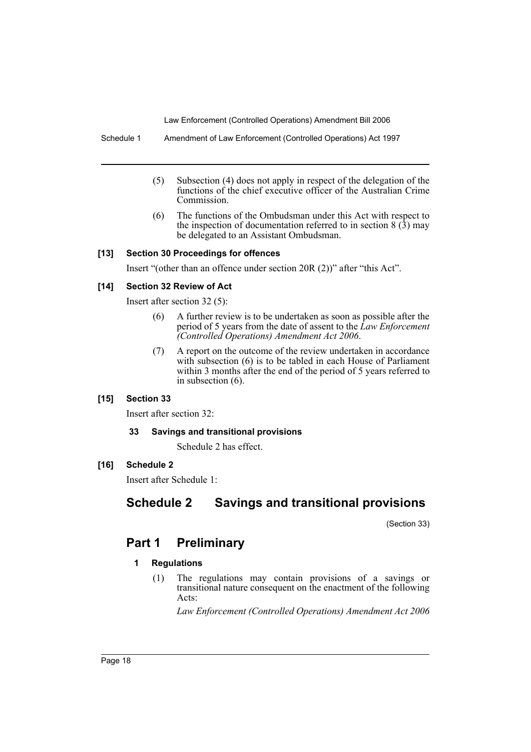(5) Subsection (4) does not apply in respect of the delegation of the functions of the chief executive officer of the Australian Crime Commission.

(6) The functions of the Ombudsman under this Act with respect to the inspection of documentation referred to in section 8 (3) may be delegated to an Assistant Ombudsman.

**[13] Section 30 Proceedings for offences**

Insert "(other than an offence under section 20R (2))" after "this Act".

**[14] Section 32 Review of Act**

Insert after section 32 (5):

(6) A further review is to be undertaken as soon as possible after the period of 5 years from the date of assent to the *Law Enforcement (Controlled Operations) Amendment Act 2006*.

(7) A report on the outcome of the review undertaken in accordance with subsection (6) is to be tabled in each House of Parliament within 3 months after the end of the period of 5 years referred to in subsection (6).

**[15] Section 33**

Insert after section 32:

**33 Savings and transitional provisions**

Schedule 2 has effect.

**[16] Schedule 2**

Insert after Schedule 1:

# Schedule 2 Savings and transitional provisions

(Section 33)

## Part 1 Preliminary

### 1 Regulations

(1) The regulations may contain provisions of a savings or transitional nature consequent on the enactment of the following Acts:

*Law Enforcement (Controlled Operations) Amendment Act 2006*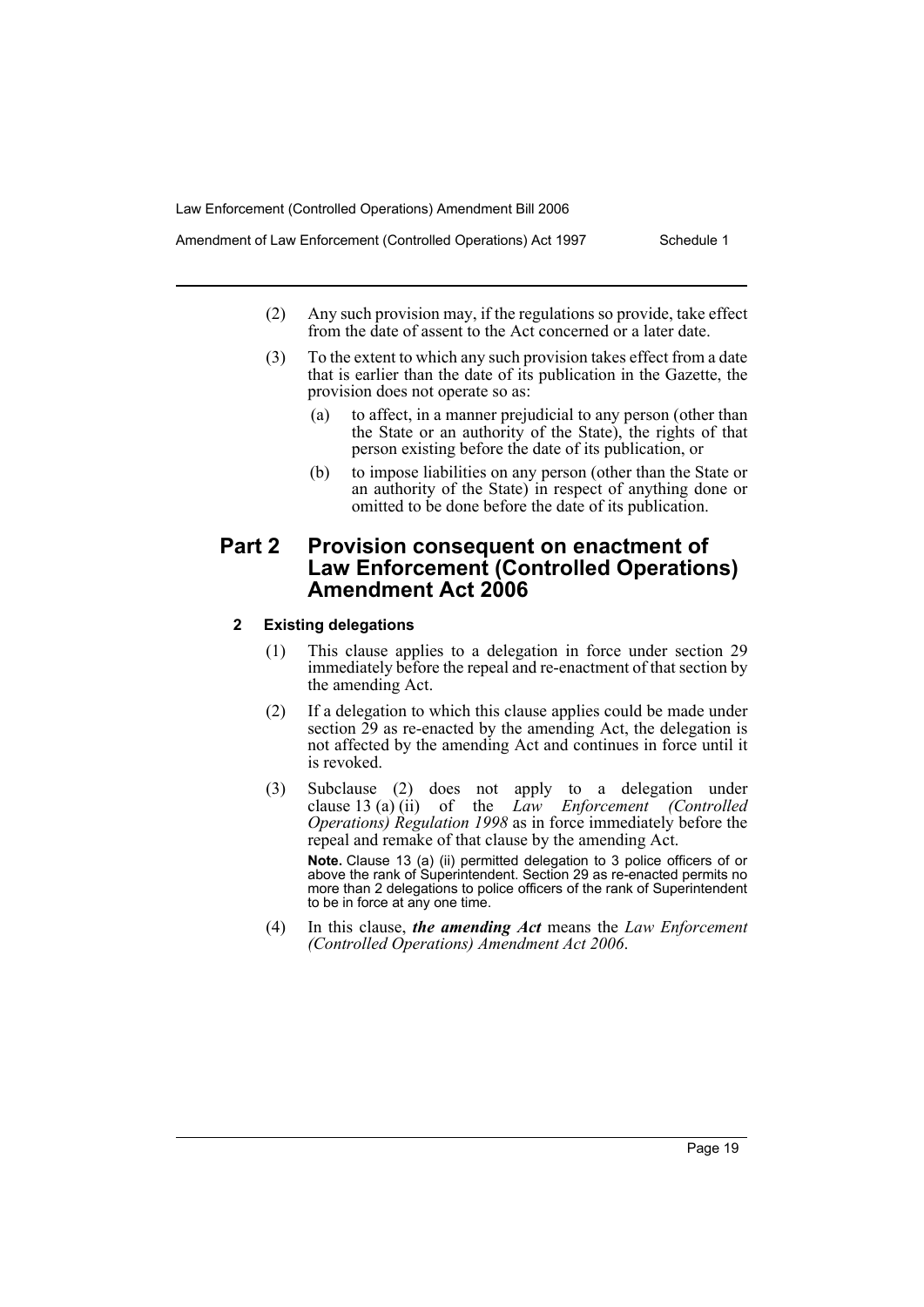(2) Any such provision may, if the regulations so provide, take effect from the date of assent to the Act concerned or a later date.

(3) To the extent to which any such provision takes effect from a date that is earlier than the date of its publication in the Gazette, the provision does not operate so as:

(a) to affect, in a manner prejudicial to any person (other than the State or an authority of the State), the rights of that person existing before the date of its publication, or

(b) to impose liabilities on any person (other than the State or an authority of the State) in respect of anything done or omitted to be done before the date of its publication.

## Part 2 Provision consequent on enactment of Law Enforcement (Controlled Operations) Amendment Act 2006

### 2 Existing delegations

(1) This clause applies to a delegation in force under section 29 immediately before the repeal and re-enactment of that section by the amending Act.

(2) If a delegation to which this clause applies could be made under section 29 as re-enacted by the amending Act, the delegation is not affected by the amending Act and continues in force until it is revoked.

(3) Subclause (2) does not apply to a delegation under clause 13 (a) (ii) of the *Law Enforcement (Controlled Operations) Regulation 1998* as in force immediately before the repeal and remake of that clause by the amending Act.

**Note.** Clause 13 (a) (ii) permitted delegation to 3 police officers of or above the rank of Superintendent. Section 29 as re-enacted permits no more than 2 delegations to police officers of the rank of Superintendent to be in force at any one time.

(4) In this clause, ***the amending Act*** means the *Law Enforcement (Controlled Operations) Amendment Act 2006*.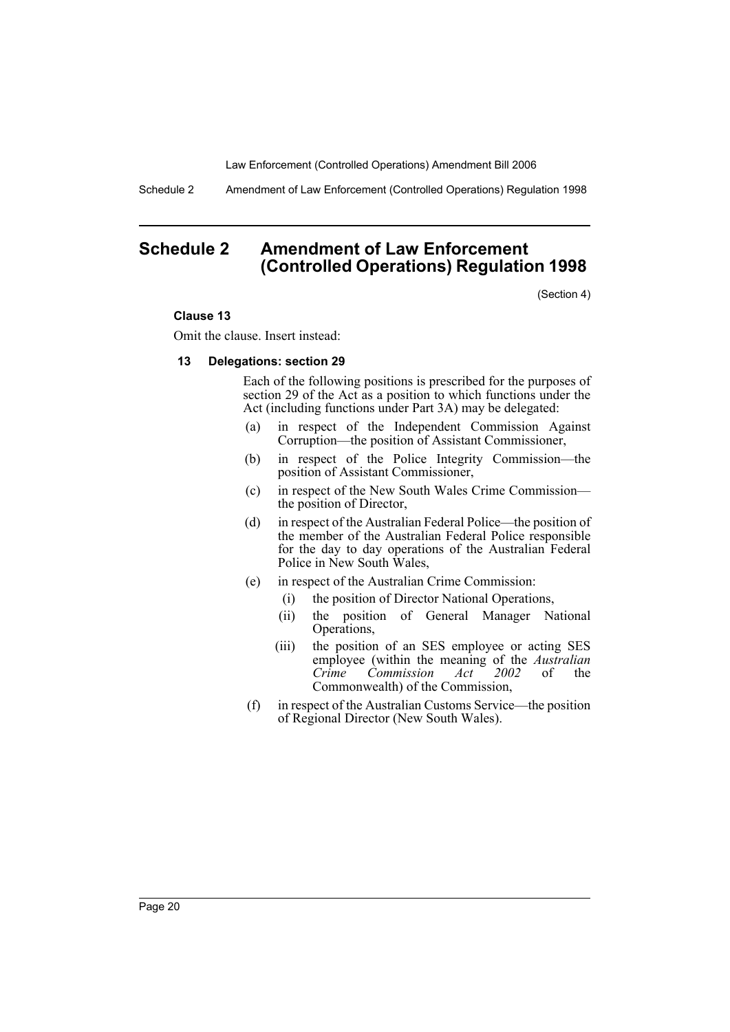# Schedule 2 Amendment of Law Enforcement (Controlled Operations) Regulation 1998

(Section 4)

**Clause 13**

Omit the clause. Insert instead:

**13 Delegations: section 29**

Each of the following positions is prescribed for the purposes of section 29 of the Act as a position to which functions under the Act (including functions under Part 3A) may be delegated:

(a) in respect of the Independent Commission Against Corruption—the position of Assistant Commissioner,

(b) in respect of the Police Integrity Commission—the position of Assistant Commissioner,

(c) in respect of the New South Wales Crime Commission—the position of Director,

(d) in respect of the Australian Federal Police—the position of the member of the Australian Federal Police responsible for the day to day operations of the Australian Federal Police in New South Wales,

(e) in respect of the Australian Crime Commission:

(i) the position of Director National Operations,

(ii) the position of General Manager National Operations,

(iii) the position of an SES employee or acting SES employee (within the meaning of the *Australian Crime Commission Act 2002* of the Commonwealth) of the Commission,

(f) in respect of the Australian Customs Service—the position of Regional Director (New South Wales).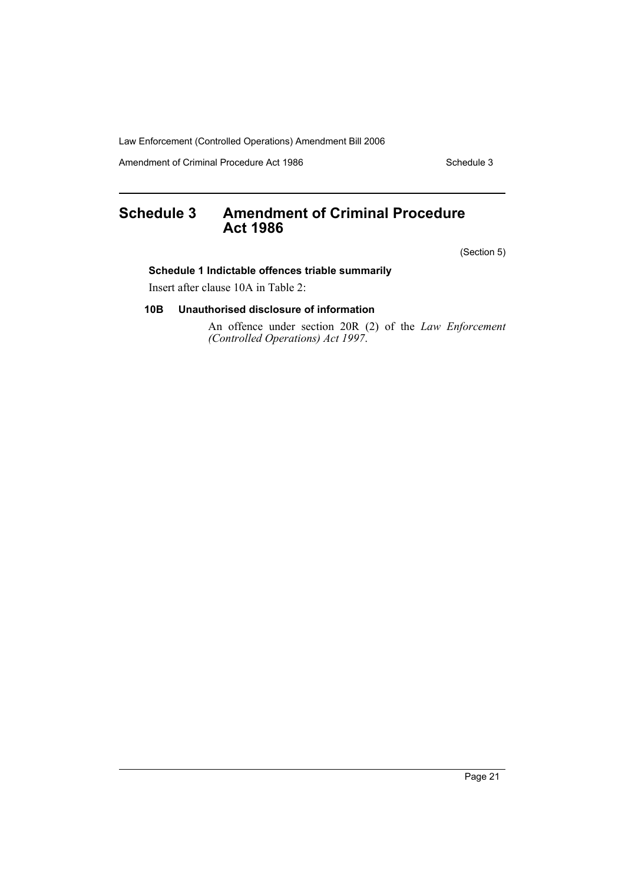# Schedule 3 Amendment of Criminal Procedure Act 1986

(Section 5)

### Schedule 1 Indictable offences triable summarily

Insert after clause 10A in Table 2:

#### 10B Unauthorised disclosure of information

An offence under section 20R (2) of the *Law Enforcement (Controlled Operations) Act 1997*.